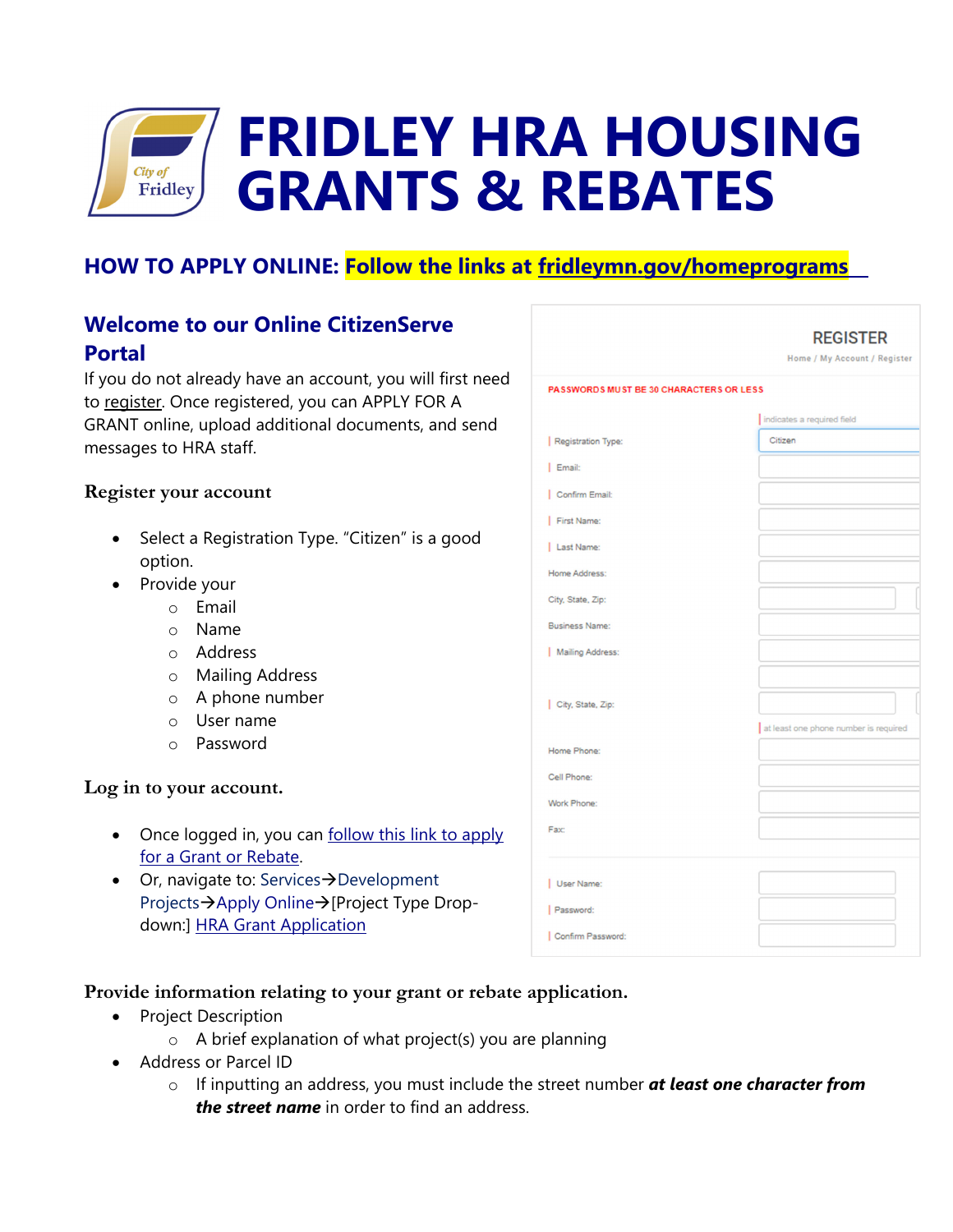# FRIDLEY HRA HOUSING GRANTS & REBATES

## HOW TO APPLY ONLINE: Follow the links at fridleymn.gov/homeprograms

## Welcome to our Online CitizenServe Portal

If you do not already have an account, you will first need to register. Once registered, you can APPLY FOR A GRANT online, upload additional documents, and send messages to HRA staff.

### Register your account

- Select a Registration Type. "Citizen" is a good option.
- Provide your
  - Email
  - Name
  - Address
  - Mailing Address
  - A phone number
  - User name
  - Password

### Log in to your account.

- Once logged in, you can follow this link to apply for a Grant or Rebate.
- Or, navigate to: Services→Development Projects→Apply Online→[Project Type Drop-down:] HRA Grant Application

REGISTER

Home / My Account / Register

PASSWORDS MUST BE 30 CHARACTERS OR LESS

| indicates a required field

| Field | Value |
|---|---|
| \| Registration Type: | Citizen |
| \| Email: | |
| \| Confirm Email: | |
| \| First Name: | |
| \| Last Name: | |
| Home Address: | |
| City, State, Zip: | |
| Business Name: | |
| \| Mailing Address: | |
| \| City, State, Zip: | |

| at least one phone number is required

| Field | Value |
|---|---|
| Home Phone: | |
| Cell Phone: | |
| Work Phone: | |
| Fax: | |
| \| User Name: | |
| \| Password: | |
| \| Confirm Password: | |

### Provide information relating to your grant or rebate application.

- Project Description
  - A brief explanation of what project(s) you are planning
- Address or Parcel ID
  - If inputting an address, you must include the street number ***at least one character from the street name*** in order to find an address.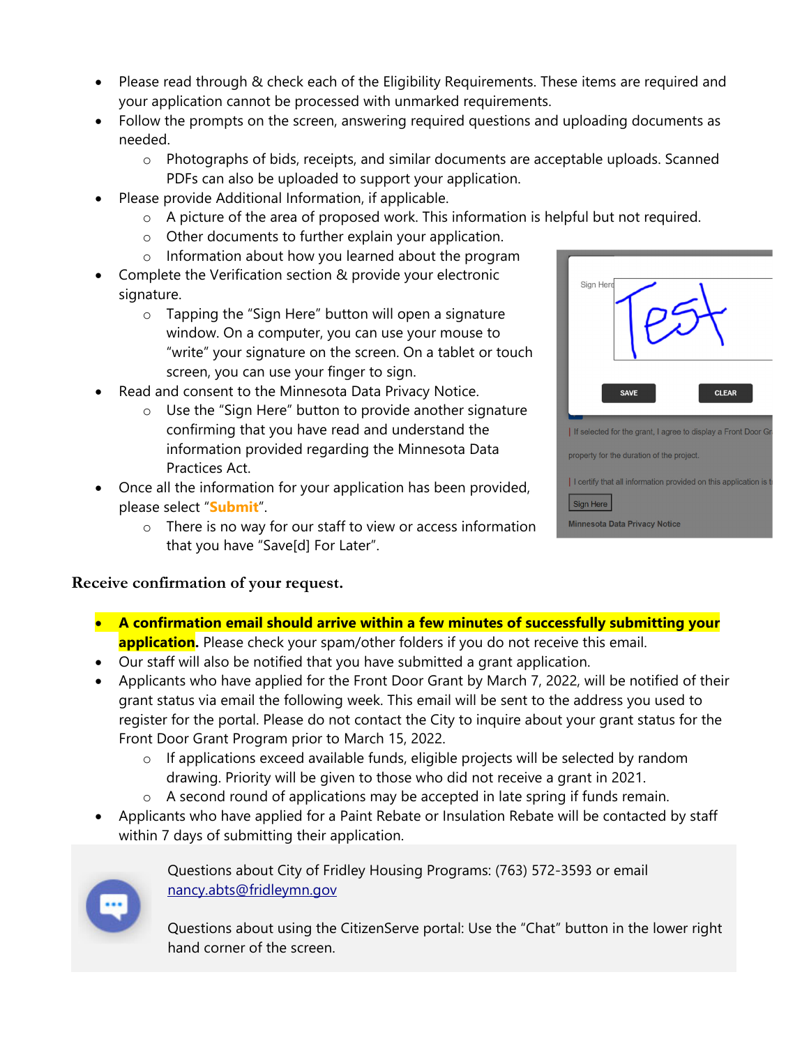- Please read through & check each of the Eligibility Requirements. These items are required and your application cannot be processed with unmarked requirements.
- Follow the prompts on the screen, answering required questions and uploading documents as needed.
  - Photographs of bids, receipts, and similar documents are acceptable uploads. Scanned PDFs can also be uploaded to support your application.
- Please provide Additional Information, if applicable.
  - A picture of the area of proposed work. This information is helpful but not required.
  - Other documents to further explain your application.
  - Information about how you learned about the program
- Complete the Verification section & provide your electronic signature.
  - Tapping the "Sign Here" button will open a signature window. On a computer, you can use your mouse to "write" your signature on the screen. On a tablet or touch screen, you can use your finger to sign.
- Read and consent to the Minnesota Data Privacy Notice.
  - Use the "Sign Here" button to provide another signature confirming that you have read and understand the information provided regarding the Minnesota Data Practices Act.
- Once all the information for your application has been provided, please select "**Submit**".
  - There is no way for our staff to view or access information that you have "Save[d] For Later".

**Receive confirmation of your request.**

- **A confirmation email should arrive within a few minutes of successfully submitting your application.** Please check your spam/other folders if you do not receive this email.
- Our staff will also be notified that you have submitted a grant application.
- Applicants who have applied for the Front Door Grant by March 7, 2022, will be notified of their grant status via email the following week. This email will be sent to the address you used to register for the portal. Please do not contact the City to inquire about your grant status for the Front Door Grant Program prior to March 15, 2022.
  - If applications exceed available funds, eligible projects will be selected by random drawing. Priority will be given to those who did not receive a grant in 2021.
  - A second round of applications may be accepted in late spring if funds remain.
- Applicants who have applied for a Paint Rebate or Insulation Rebate will be contacted by staff within 7 days of submitting their application.

Questions about City of Fridley Housing Programs: (763) 572-3593 or email nancy.abts@fridleymn.gov

Questions about using the CitizenServe portal: Use the "Chat" button in the lower right hand corner of the screen.